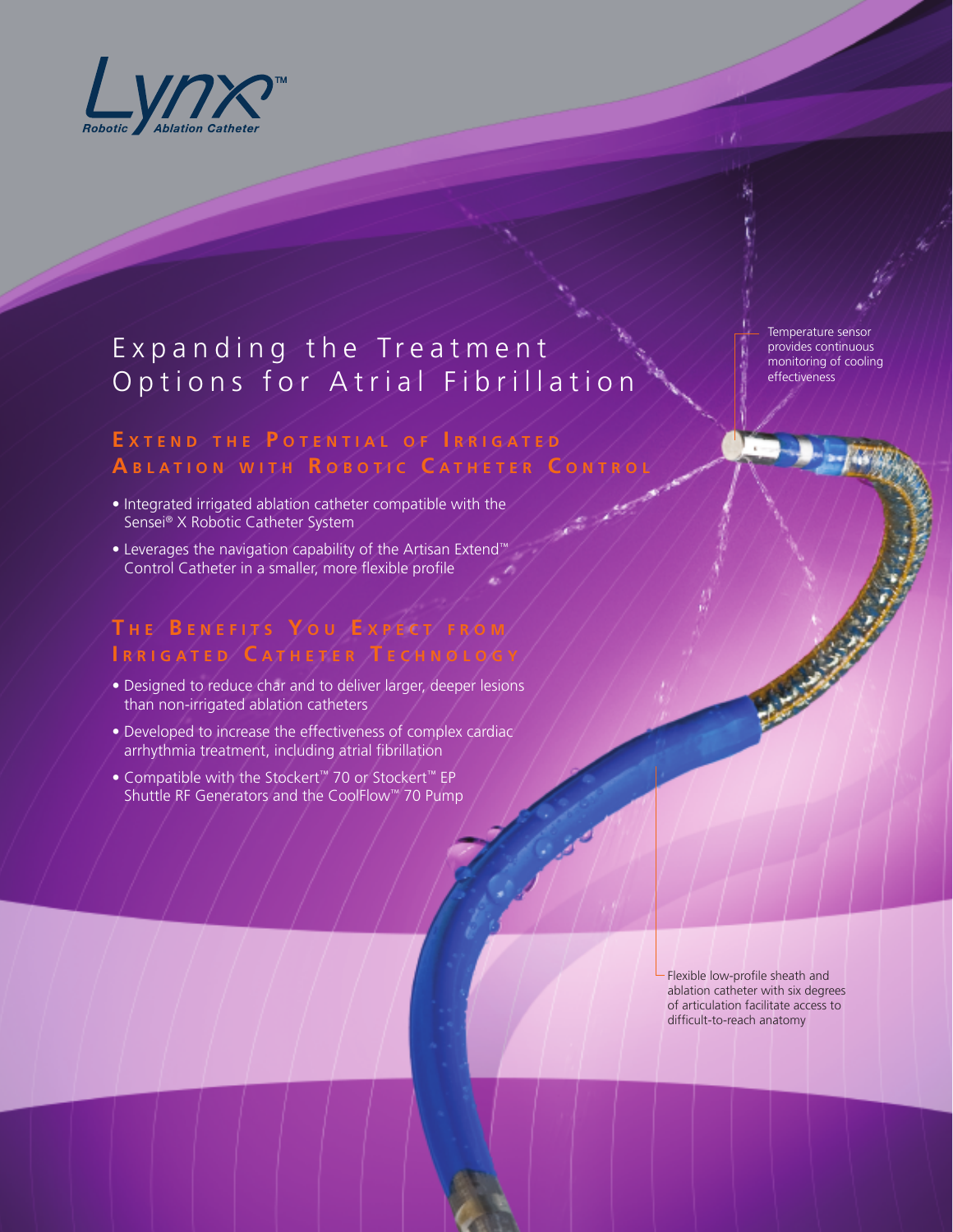Lynx™
*Robotic Ablation Catheter*

# Expanding the Treatment Options for Atrial Fibrillation

## Extend the Potential of Irrigated Ablation with Robotic Catheter Control

- Integrated irrigated ablation catheter compatible with the Sensei® X Robotic Catheter System
- Leverages the navigation capability of the Artisan Extend™ Control Catheter in a smaller, more flexible profile

## The Benefits You Expect from Irrigated Catheter Technology

- Designed to reduce char and to deliver larger, deeper lesions than non-irrigated ablation catheters
- Developed to increase the effectiveness of complex cardiac arrhythmia treatment, including atrial fibrillation
- Compatible with the Stockert™ 70 or Stockert™ EP Shuttle RF Generators and the CoolFlow™ 70 Pump

Temperature sensor provides continuous monitoring of cooling effectiveness

Flexible low-profile sheath and ablation catheter with six degrees of articulation facilitate access to difficult-to-reach anatomy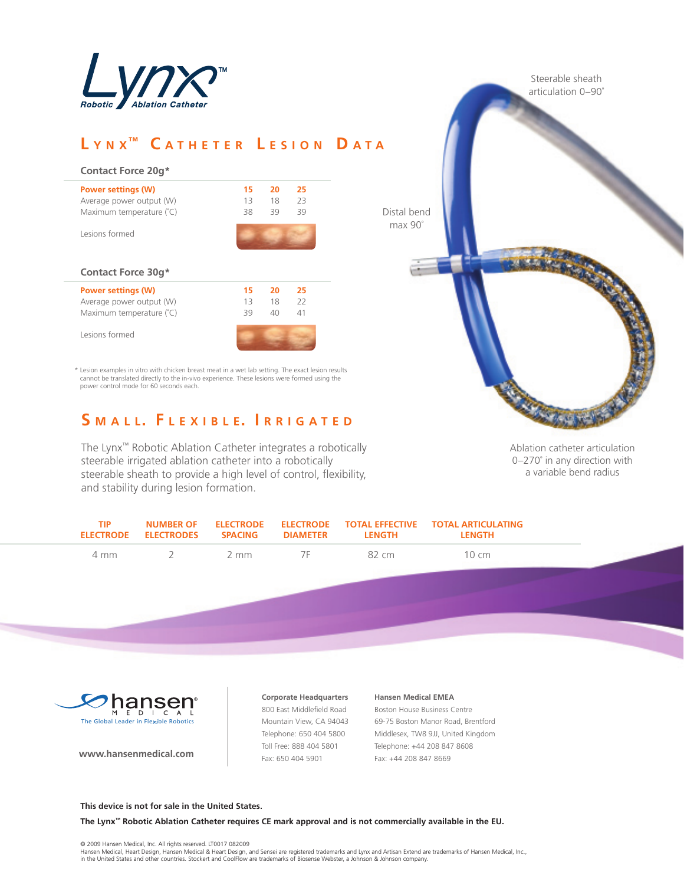# Lynx™ Robotic Ablation Catheter

## Lynx™ Catheter Lesion Data

### Contact Force 20g*

| Power settings (W) | 15 | 20 | 25 |
|---|---|---|---|
| Average power output (W) | 13 | 18 | 23 |
| Maximum temperature (˚C) | 38 | 39 | 39 |

Lesions formed

### Contact Force 30g*

| Power settings (W) | 15 | 20 | 25 |
|---|---|---|---|
| Average power output (W) | 13 | 18 | 22 |
| Maximum temperature (˚C) | 39 | 40 | 41 |

Lesions formed

\* Lesion examples in vitro with chicken breast meat in a wet lab setting. The exact lesion results cannot be translated directly to the in-vivo experience. These lesions were formed using the power control mode for 60 seconds each.

Steerable sheath articulation 0–90˚

Distal bend max 90˚

Ablation catheter articulation 0–270˚ in any direction with a variable bend radius

## Small. Flexible. Irrigated

The Lynx™ Robotic Ablation Catheter integrates a robotically steerable irrigated ablation catheter into a robotically steerable sheath to provide a high level of control, flexibility, and stability during lesion formation.

| TIP ELECTRODE | NUMBER OF ELECTRODES | ELECTRODE SPACING | ELECTRODE DIAMETER | TOTAL EFFECTIVE LENGTH | TOTAL ARTICULATING LENGTH |
|---|---|---|---|---|---|
| 4 mm | 2 | 2 mm | 7F | 82 cm | 10 cm |

hansen MEDICAL
The Global Leader in Flexible Robotics

www.hansenmedical.com

**Corporate Headquarters**
800 East Middlefield Road
Mountain View, CA 94043
Telephone: 650 404 5800
Toll Free: 888 404 5801
Fax: 650 404 5901

**Hansen Medical EMEA**
Boston House Business Centre
69-75 Boston Manor Road, Brentford
Middlesex, TW8 9JJ, United Kingdom
Telephone: +44 208 847 8608
Fax: +44 208 847 8669

**This device is not for sale in the United States.**

**The Lynx™ Robotic Ablation Catheter requires CE mark approval and is not commercially available in the EU.**

© 2009 Hansen Medical, Inc. All rights reserved. LT0017 082009
Hansen Medical, Heart Design, Hansen Medical & Heart Design, and Sensei are registered trademarks and Lynx and Artisan Extend are trademarks of Hansen Medical, Inc., in the United States and other countries. Stockert and CoolFlow are trademarks of Biosense Webster, a Johnson & Johnson company.